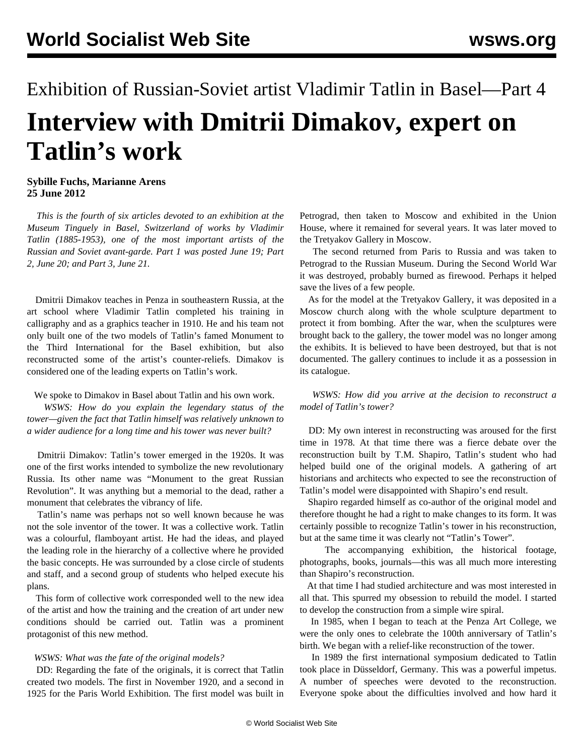# Exhibition of Russian-Soviet artist Vladimir Tatlin in Basel—Part 4

# Interview with Dmitrii Dimakov, expert on Tatlin's work

**Sybille Fuchs, Marianne Arens**
**25 June 2012**

*This is the fourth of six articles devoted to an exhibition at the Museum Tinguely in Basel, Switzerland of works by Vladimir Tatlin (1885-1953), one of the most important artists of the Russian and Soviet avant-garde. Part 1 was posted June 19; Part 2, June 20; and Part 3, June 21.*

Dmitrii Dimakov teaches in Penza in southeastern Russia, at the art school where Vladimir Tatlin completed his training in calligraphy and as a graphics teacher in 1910. He and his team not only built one of the two models of Tatlin's famed Monument to the Third International for the Basel exhibition, but also reconstructed some of the artist's counter-reliefs. Dimakov is considered one of the leading experts on Tatlin's work.

We spoke to Dimakov in Basel about Tatlin and his own work.

*WSWS: How do you explain the legendary status of the tower—given the fact that Tatlin himself was relatively unknown to a wider audience for a long time and his tower was never built?*

Dmitrii Dimakov: Tatlin's tower emerged in the 1920s. It was one of the first works intended to symbolize the new revolutionary Russia. Its other name was "Monument to the great Russian Revolution". It was anything but a memorial to the dead, rather a monument that celebrates the vibrancy of life.

Tatlin's name was perhaps not so well known because he was not the sole inventor of the tower. It was a collective work. Tatlin was a colourful, flamboyant artist. He had the ideas, and played the leading role in the hierarchy of a collective where he provided the basic concepts. He was surrounded by a close circle of students and staff, and a second group of students who helped execute his plans.

This form of collective work corresponded well to the new idea of the artist and how the training and the creation of art under new conditions should be carried out. Tatlin was a prominent protagonist of this new method.

*WSWS: What was the fate of the original models?*

DD: Regarding the fate of the originals, it is correct that Tatlin created two models. The first in November 1920, and a second in 1925 for the Paris World Exhibition. The first model was built in Petrograd, then taken to Moscow and exhibited in the Union House, where it remained for several years. It was later moved to the Tretyakov Gallery in Moscow.

The second returned from Paris to Russia and was taken to Petrograd to the Russian Museum. During the Second World War it was destroyed, probably burned as firewood. Perhaps it helped save the lives of a few people.

As for the model at the Tretyakov Gallery, it was deposited in a Moscow church along with the whole sculpture department to protect it from bombing. After the war, when the sculptures were brought back to the gallery, the tower model was no longer among the exhibits. It is believed to have been destroyed, but that is not documented. The gallery continues to include it as a possession in its catalogue.

*WSWS: How did you arrive at the decision to reconstruct a model of Tatlin's tower?*

DD: My own interest in reconstructing was aroused for the first time in 1978. At that time there was a fierce debate over the reconstruction built by T.M. Shapiro, Tatlin's student who had helped build one of the original models. A gathering of art historians and architects who expected to see the reconstruction of Tatlin's model were disappointed with Shapiro's end result.

Shapiro regarded himself as co-author of the original model and therefore thought he had a right to make changes to its form. It was certainly possible to recognize Tatlin's tower in his reconstruction, but at the same time it was clearly not "Tatlin's Tower".

The accompanying exhibition, the historical footage, photographs, books, journals—this was all much more interesting than Shapiro's reconstruction.

At that time I had studied architecture and was most interested in all that. This spurred my obsession to rebuild the model. I started to develop the construction from a simple wire spiral.

In 1985, when I began to teach at the Penza Art College, we were the only ones to celebrate the 100th anniversary of Tatlin's birth. We began with a relief-like reconstruction of the tower.

In 1989 the first international symposium dedicated to Tatlin took place in Düsseldorf, Germany. This was a powerful impetus. A number of speeches were devoted to the reconstruction. Everyone spoke about the difficulties involved and how hard it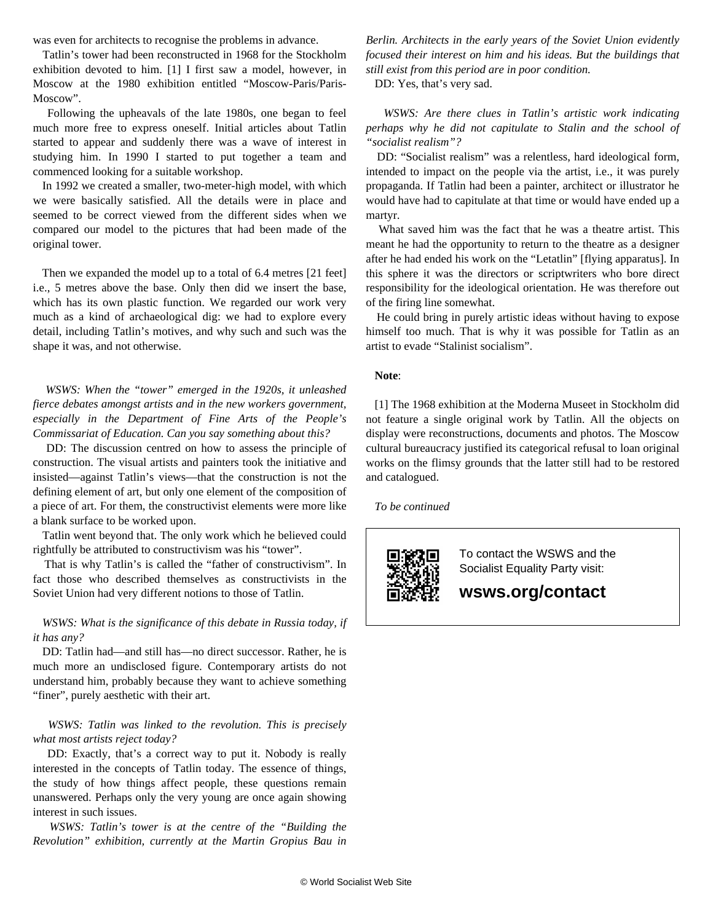was even for architects to recognise the problems in advance.

Tatlin's tower had been reconstructed in 1968 for the Stockholm exhibition devoted to him. [1] I first saw a model, however, in Moscow at the 1980 exhibition entitled "Moscow-Paris/Paris-Moscow".

Following the upheavals of the late 1980s, one began to feel much more free to express oneself. Initial articles about Tatlin started to appear and suddenly there was a wave of interest in studying him. In 1990 I started to put together a team and commenced looking for a suitable workshop.

In 1992 we created a smaller, two-meter-high model, with which we were basically satisfied. All the details were in place and seemed to be correct viewed from the different sides when we compared our model to the pictures that had been made of the original tower.

Then we expanded the model up to a total of 6.4 metres [21 feet] i.e., 5 metres above the base. Only then did we insert the base, which has its own plastic function. We regarded our work very much as a kind of archaeological dig: we had to explore every detail, including Tatlin's motives, and why such and such was the shape it was, and not otherwise.

*WSWS: When the "tower" emerged in the 1920s, it unleashed fierce debates amongst artists and in the new workers government, especially in the Department of Fine Arts of the People's Commissariat of Education. Can you say something about this?*

DD: The discussion centred on how to assess the principle of construction. The visual artists and painters took the initiative and insisted—against Tatlin's views—that the construction is not the defining element of art, but only one element of the composition of a piece of art. For them, the constructivist elements were more like a blank surface to be worked upon.

Tatlin went beyond that. The only work which he believed could rightfully be attributed to constructivism was his "tower".

That is why Tatlin's is called the "father of constructivism". In fact those who described themselves as constructivists in the Soviet Union had very different notions to those of Tatlin.

*WSWS: What is the significance of this debate in Russia today, if it has any?*

DD: Tatlin had—and still has—no direct successor. Rather, he is much more an undisclosed figure. Contemporary artists do not understand him, probably because they want to achieve something "finer", purely aesthetic with their art.

*WSWS: Tatlin was linked to the revolution. This is precisely what most artists reject today?*

DD: Exactly, that's a correct way to put it. Nobody is really interested in the concepts of Tatlin today. The essence of things, the study of how things affect people, these questions remain unanswered. Perhaps only the very young are once again showing interest in such issues.

*WSWS: Tatlin's tower is at the centre of the "Building the Revolution" exhibition, currently at the Martin Gropius Bau in Berlin. Architects in the early years of the Soviet Union evidently focused their interest on him and his ideas. But the buildings that still exist from this period are in poor condition.*

DD: Yes, that's very sad.

*WSWS: Are there clues in Tatlin's artistic work indicating perhaps why he did not capitulate to Stalin and the school of "socialist realism"?*

DD: "Socialist realism" was a relentless, hard ideological form, intended to impact on the people via the artist, i.e., it was purely propaganda. If Tatlin had been a painter, architect or illustrator he would have had to capitulate at that time or would have ended up a martyr.

What saved him was the fact that he was a theatre artist. This meant he had the opportunity to return to the theatre as a designer after he had ended his work on the "Letatlin" [flying apparatus]. In this sphere it was the directors or scriptwriters who bore direct responsibility for the ideological orientation. He was therefore out of the firing line somewhat.

He could bring in purely artistic ideas without having to expose himself too much. That is why it was possible for Tatlin as an artist to evade "Stalinist socialism".

**Note**:

[1] The 1968 exhibition at the Moderna Museet in Stockholm did not feature a single original work by Tatlin. All the objects on display were reconstructions, documents and photos. The Moscow cultural bureaucracy justified its categorical refusal to loan original works on the flimsy grounds that the latter still had to be restored and catalogued.

*To be continued*

To contact the WSWS and the Socialist Equality Party visit:

**wsws.org/contact**